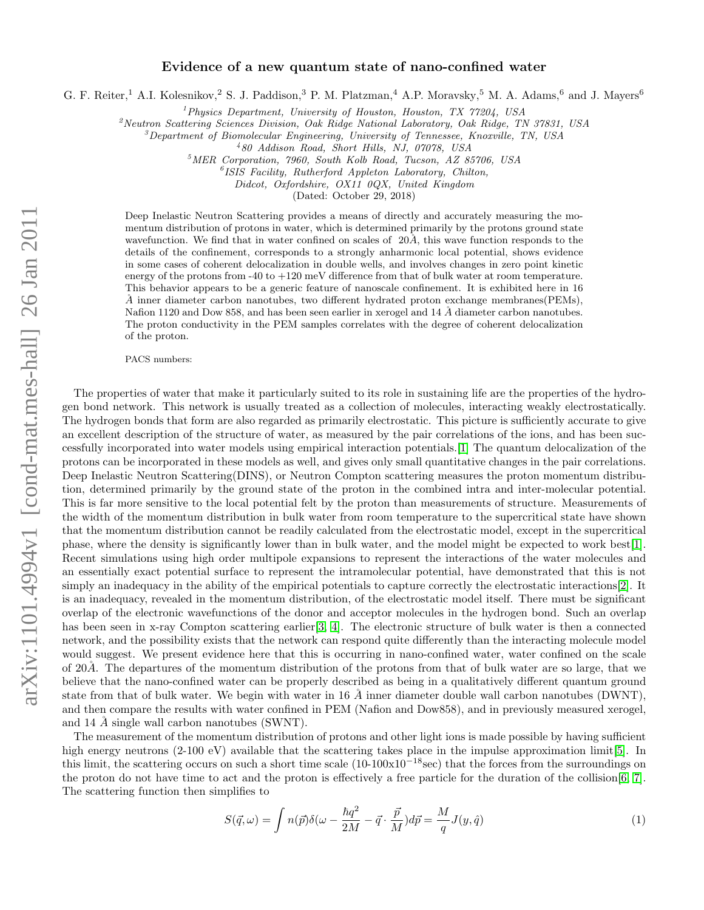# Evidence of a new quantum state of nano-confined water

G. F. Reiter,[1] A.I. Kolesnikov,[2] S. J. Paddison,[3] P. M. Platzman,[4] A.P. Moravsky,[5] M. A. Adams,[6] and J. Mayers[6]

[1]Physics Department, University of Houston, Houston, TX 77204, USA
[2]Neutron Scattering Sciences Division, Oak Ridge National Laboratory, Oak Ridge, TN 37831, USA
[3]Department of Biomolecular Engineering, University of Tennessee, Knoxville, TN, USA
[4]80 Addison Road, Short Hills, NJ, 07078, USA
[5]MER Corporation, 7960, South Kolb Road, Tucson, AZ 85706, USA
[6]ISIS Facility, Rutherford Appleton Laboratory, Chilton, Didcot, Oxfordshire, OX11 0QX, United Kingdom

(Dated: October 29, 2018)

Deep Inelastic Neutron Scattering provides a means of directly and accurately measuring the momentum distribution of protons in water, which is determined primarily by the protons ground state wavefunction. We find that in water confined on scales of 20Å, this wave function responds to the details of the confinement, corresponds to a strongly anharmonic local potential, shows evidence in some cases of coherent delocalization in double wells, and involves changes in zero point kinetic energy of the protons from -40 to +120 meV difference from that of bulk water at room temperature. This behavior appears to be a generic feature of nanoscale confinement. It is exhibited here in 16 Å inner diameter carbon nanotubes, two different hydrated proton exchange membranes(PEMs), Nafion 1120 and Dow 858, and has been seen earlier in xerogel and 14 Å diameter carbon nanotubes. The proton conductivity in the PEM samples correlates with the degree of coherent delocalization of the proton.

PACS numbers:

The properties of water that make it particularly suited to its role in sustaining life are the properties of the hydrogen bond network. This network is usually treated as a collection of molecules, interacting weakly electrostatically. The hydrogen bonds that form are also regarded as primarily electrostatic. This picture is sufficiently accurate to give an excellent description of the structure of water, as measured by the pair correlations of the ions, and has been successfully incorporated into water models using empirical interaction potentials.[1] The quantum delocalization of the protons can be incorporated in these models as well, and gives only small quantitative changes in the pair correlations. Deep Inelastic Neutron Scattering(DINS), or Neutron Compton scattering measures the proton momentum distribution, determined primarily by the ground state of the proton in the combined intra and inter-molecular potential. This is far more sensitive to the local potential felt by the proton than measurements of structure. Measurements of the width of the momentum distribution in bulk water from room temperature to the supercritical state have shown that the momentum distribution cannot be readily calculated from the electrostatic model, except in the supercritical phase, where the density is significantly lower than in bulk water, and the model might be expected to work best[1]. Recent simulations using high order multipole expansions to represent the interactions of the water molecules and an essentially exact potential surface to represent the intramolecular potential, have demonstrated that this is not simply an inadequacy in the ability of the empirical potentials to capture correctly the electrostatic interactions[2]. It is an inadequacy, revealed in the momentum distribution, of the electrostatic model itself. There must be significant overlap of the electronic wavefunctions of the donor and acceptor molecules in the hydrogen bond. Such an overlap has been seen in x-ray Compton scattering earlier[3, 4]. The electronic structure of bulk water is then a connected network, and the possibility exists that the network can respond quite differently than the interacting molecule model would suggest. We present evidence here that this is occurring in nano-confined water, water confined on the scale of 20Å. The departures of the momentum distribution of the protons from that of bulk water are so large, that we believe that the nano-confined water can be properly described as being in a qualitatively different quantum ground state from that of bulk water. We begin with water in 16 Å inner diameter double wall carbon nanotubes (DWNT), and then compare the results with water confined in PEM (Nafion and Dow858), and in previously measured xerogel, and 14 Å single wall carbon nanotubes (SWNT).

The measurement of the momentum distribution of protons and other light ions is made possible by having sufficient high energy neutrons (2-100 eV) available that the scattering takes place in the impulse approximation limit[5]. In this limit, the scattering occurs on such a short time scale (10-100x$10^{-18}$sec) that the forces from the surroundings on the proton do not have time to act and the proton is effectively a free particle for the duration of the collision[6, 7]. The scattering function then simplifies to

$$S(\vec{q},\omega) = \int n(\vec{p})\delta(\omega - \frac{\hbar q^2}{2M} - \vec{q}\cdot\frac{\vec{p}}{M})d\vec{p} = \frac{M}{q}J(y,\hat{q}) \tag{1}$$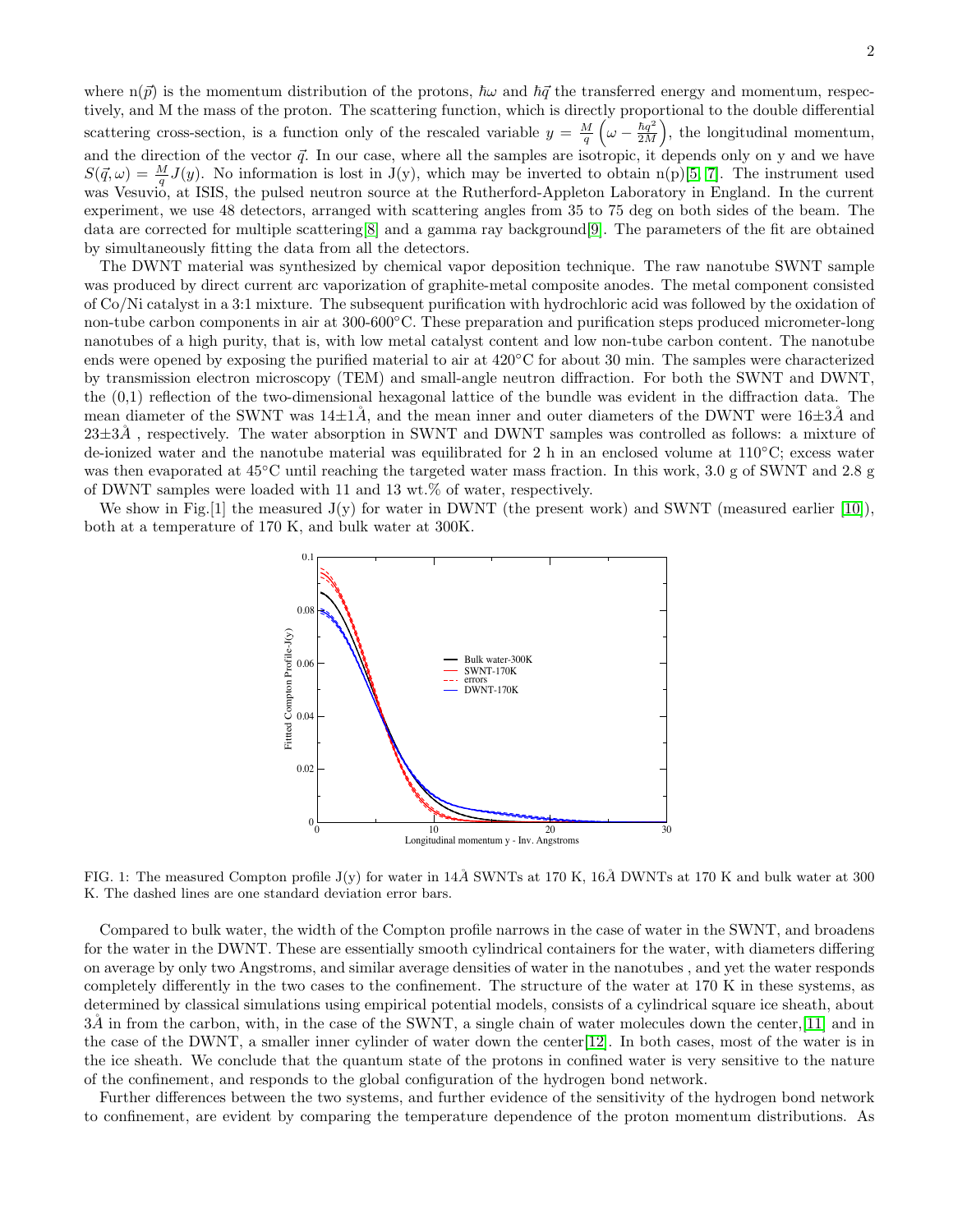where n($\vec{p}$) is the momentum distribution of the protons, $\hbar\omega$ and $\hbar\vec{q}$ the transferred energy and momentum, respectively, and M the mass of the proton. The scattering function, which is directly proportional to the double differential scattering cross-section, is a function only of the rescaled variable $y = \frac{M}{q}\left(\omega - \frac{\hbar q^2}{2M}\right)$, the longitudinal momentum, and the direction of the vector $\vec{q}$. In our case, where all the samples are isotropic, it depends only on y and we have $S(\vec{q},\omega) = \frac{M}{q}J(y)$. No information is lost in J(y), which may be inverted to obtain n(p)[5, 7]. The instrument used was Vesuvio, at ISIS, the pulsed neutron source at the Rutherford-Appleton Laboratory in England. In the current experiment, we use 48 detectors, arranged with scattering angles from 35 to 75 deg on both sides of the beam. The data are corrected for multiple scattering[8] and a gamma ray background[9]. The parameters of the fit are obtained by simultaneously fitting the data from all the detectors.

The DWNT material was synthesized by chemical vapor deposition technique. The raw nanotube SWNT sample was produced by direct current arc vaporization of graphite-metal composite anodes. The metal component consisted of Co/Ni catalyst in a 3:1 mixture. The subsequent purification with hydrochloric acid was followed by the oxidation of non-tube carbon components in air at 300-600°C. These preparation and purification steps produced micrometer-long nanotubes of a high purity, that is, with low metal catalyst content and low non-tube carbon content. The nanotube ends were opened by exposing the purified material to air at 420°C for about 30 min. The samples were characterized by transmission electron microscopy (TEM) and small-angle neutron diffraction. For both the SWNT and DWNT, the (0,1) reflection of the two-dimensional hexagonal lattice of the bundle was evident in the diffraction data. The mean diameter of the SWNT was 14±1Å, and the mean inner and outer diameters of the DWNT were 16±3Å and 23±3Å , respectively. The water absorption in SWNT and DWNT samples was controlled as follows: a mixture of de-ionized water and the nanotube material was equilibrated for 2 h in an enclosed volume at 110°C; excess water was then evaporated at 45°C until reaching the targeted water mass fraction. In this work, 3.0 g of SWNT and 2.8 g of DWNT samples were loaded with 11 and 13 wt.% of water, respectively.

We show in Fig.[1] the measured J(y) for water in DWNT (the present work) and SWNT (measured earlier [10]), both at a temperature of 170 K, and bulk water at 300K.

FIG. 1: The measured Compton profile J(y) for water in 14Å SWNTs at 170 K, 16Å DWNTs at 170 K and bulk water at 300 K. The dashed lines are one standard deviation error bars.

Compared to bulk water, the width of the Compton profile narrows in the case of water in the SWNT, and broadens for the water in the DWNT. These are essentially smooth cylindrical containers for the water, with diameters differing on average by only two Angstroms, and similar average densities of water in the nanotubes , and yet the water responds completely differently in the two cases to the confinement. The structure of the water at 170 K in these systems, as determined by classical simulations using empirical potential models, consists of a cylindrical square ice sheath, about 3Å in from the carbon, with, in the case of the SWNT, a single chain of water molecules down the center,[11] and in the case of the DWNT, a smaller inner cylinder of water down the center[12]. In both cases, most of the water is in the ice sheath. We conclude that the quantum state of the protons in confined water is very sensitive to the nature of the confinement, and responds to the global configuration of the hydrogen bond network.

Further differences between the two systems, and further evidence of the sensitivity of the hydrogen bond network to confinement, are evident by comparing the temperature dependence of the proton momentum distributions. As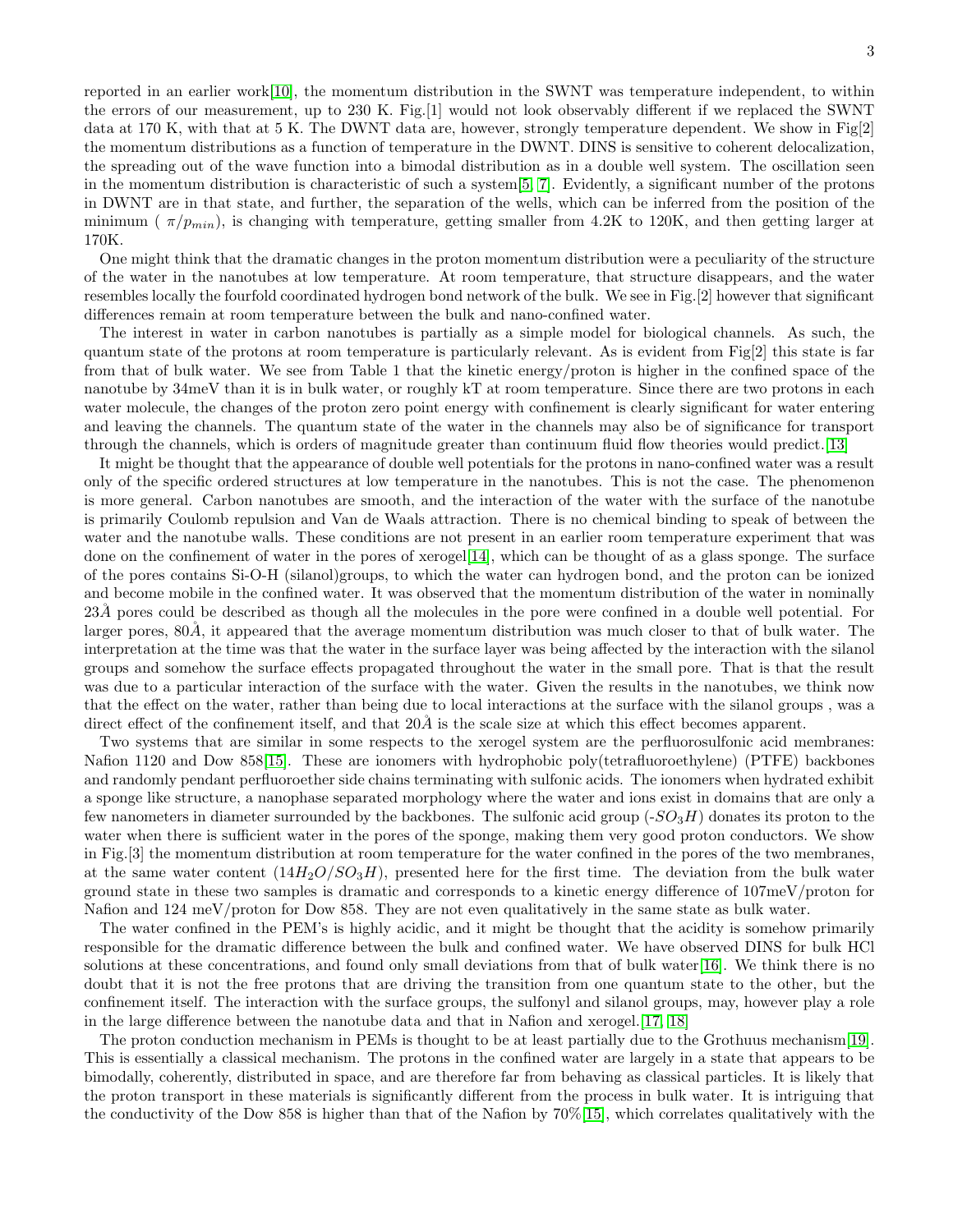reported in an earlier work[10], the momentum distribution in the SWNT was temperature independent, to within the errors of our measurement, up to 230 K. Fig.[1] would not look observably different if we replaced the SWNT data at 170 K, with that at 5 K. The DWNT data are, however, strongly temperature dependent. We show in Fig[2] the momentum distributions as a function of temperature in the DWNT. DINS is sensitive to coherent delocalization, the spreading out of the wave function into a bimodal distribution as in a double well system. The oscillation seen in the momentum distribution is characteristic of such a system[5, 7]. Evidently, a significant number of the protons in DWNT are in that state, and further, the separation of the wells, which can be inferred from the position of the minimum ( $\pi/p_{min}$), is changing with temperature, getting smaller from 4.2K to 120K, and then getting larger at 170K.

One might think that the dramatic changes in the proton momentum distribution were a peculiarity of the structure of the water in the nanotubes at low temperature. At room temperature, that structure disappears, and the water resembles locally the fourfold coordinated hydrogen bond network of the bulk. We see in Fig.[2] however that significant differences remain at room temperature between the bulk and nano-confined water.

The interest in water in carbon nanotubes is partially as a simple model for biological channels. As such, the quantum state of the protons at room temperature is particularly relevant. As is evident from Fig[2] this state is far from that of bulk water. We see from Table 1 that the kinetic energy/proton is higher in the confined space of the nanotube by 34meV than it is in bulk water, or roughly kT at room temperature. Since there are two protons in each water molecule, the changes of the proton zero point energy with confinement is clearly significant for water entering and leaving the channels. The quantum state of the water in the channels may also be of significance for transport through the channels, which is orders of magnitude greater than continuum fluid flow theories would predict.[13]

It might be thought that the appearance of double well potentials for the protons in nano-confined water was a result only of the specific ordered structures at low temperature in the nanotubes. This is not the case. The phenomenon is more general. Carbon nanotubes are smooth, and the interaction of the water with the surface of the nanotube is primarily Coulomb repulsion and Van de Waals attraction. There is no chemical binding to speak of between the water and the nanotube walls. These conditions are not present in an earlier room temperature experiment that was done on the confinement of water in the pores of xerogel[14], which can be thought of as a glass sponge. The surface of the pores contains Si-O-H (silanol)groups, to which the water can hydrogen bond, and the proton can be ionized and become mobile in the confined water. It was observed that the momentum distribution of the water in nominally $23\AA$ pores could be described as though all the molecules in the pore were confined in a double well potential. For larger pores, $80\AA$, it appeared that the average momentum distribution was much closer to that of bulk water. The interpretation at the time was that the water in the surface layer was being affected by the interaction with the silanol groups and somehow the surface effects propagated throughout the water in the small pore. That is that the result was due to a particular interaction of the surface with the water. Given the results in the nanotubes, we think now that the effect on the water, rather than being due to local interactions at the surface with the silanol groups , was a direct effect of the confinement itself, and that $20\AA$ is the scale size at which this effect becomes apparent.

Two systems that are similar in some respects to the xerogel system are the perfluorosulfonic acid membranes: Nafion 1120 and Dow 858[15]. These are ionomers with hydrophobic poly(tetrafluoroethylene) (PTFE) backbones and randomly pendant perfluoroether side chains terminating with sulfonic acids. The ionomers when hydrated exhibit a sponge like structure, a nanophase separated morphology where the water and ions exist in domains that are only a few nanometers in diameter surrounded by the backbones. The sulfonic acid group ($-SO_3H$) donates its proton to the water when there is sufficient water in the pores of the sponge, making them very good proton conductors. We show in Fig.[3] the momentum distribution at room temperature for the water confined in the pores of the two membranes, at the same water content ($14H_2O/SO_3H$), presented here for the first time. The deviation from the bulk water ground state in these two samples is dramatic and corresponds to a kinetic energy difference of 107meV/proton for Nafion and 124 meV/proton for Dow 858. They are not even qualitatively in the same state as bulk water.

The water confined in the PEM's is highly acidic, and it might be thought that the acidity is somehow primarily responsible for the dramatic difference between the bulk and confined water. We have observed DINS for bulk HCl solutions at these concentrations, and found only small deviations from that of bulk water[16]. We think there is no doubt that it is not the free protons that are driving the transition from one quantum state to the other, but the confinement itself. The interaction with the surface groups, the sulfonyl and silanol groups, may, however play a role in the large difference between the nanotube data and that in Nafion and xerogel.[17, 18]

The proton conduction mechanism in PEMs is thought to be at least partially due to the Grothuus mechanism[19]. This is essentially a classical mechanism. The protons in the confined water are largely in a state that appears to be bimodally, coherently, distributed in space, and are therefore far from behaving as classical particles. It is likely that the proton transport in these materials is significantly different from the process in bulk water. It is intriguing that the conductivity of the Dow 858 is higher than that of the Nafion by 70%[15], which correlates qualitatively with the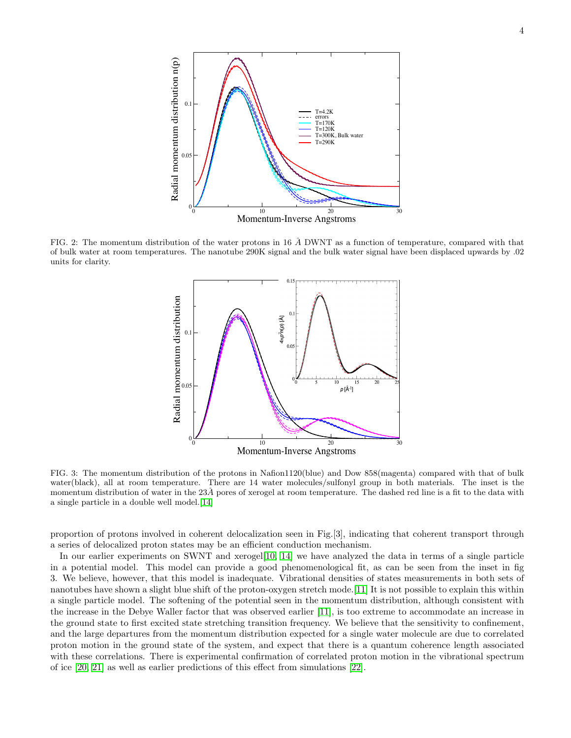FIG. 2: The momentum distribution of the water protons in 16 Å DWNT as a function of temperature, compared with that of bulk water at room temperatures. The nanotube 290K signal and the bulk water signal have been displaced upwards by .02 units for clarity.

FIG. 3: The momentum distribution of the protons in Nafion1120(blue) and Dow 858(magenta) compared with that of bulk water(black), all at room temperature. There are 14 water molecules/sulfonyl group in both materials. The inset is the momentum distribution of water in the 23Å pores of xerogel at room temperature. The dashed red line is a fit to the data with a single particle in a double well model.[14]

proportion of protons involved in coherent delocalization seen in Fig.[3], indicating that coherent transport through a series of delocalized proton states may be an efficient conduction mechanism.

In our earlier experiments on SWNT and xerogel[10, 14] we have analyzed the data in terms of a single particle in a potential model. This model can provide a good phenomenological fit, as can be seen from the inset in fig 3. We believe, however, that this model is inadequate. Vibrational densities of states measurements in both sets of nanotubes have shown a slight blue shift of the proton-oxygen stretch mode.[11] It is not possible to explain this within a single particle model. The softening of the potential seen in the momentum distribution, although consistent with the increase in the Debye Waller factor that was observed earlier [11], is too extreme to accommodate an increase in the ground state to first excited state stretching transition frequency. We believe that the sensitivity to confinement, and the large departures from the momentum distribution expected for a single water molecule are due to correlated proton motion in the ground state of the system, and expect that there is a quantum coherence length associated with these correlations. There is experimental confirmation of correlated proton motion in the vibrational spectrum of ice [20, 21] as well as earlier predictions of this effect from simulations [22].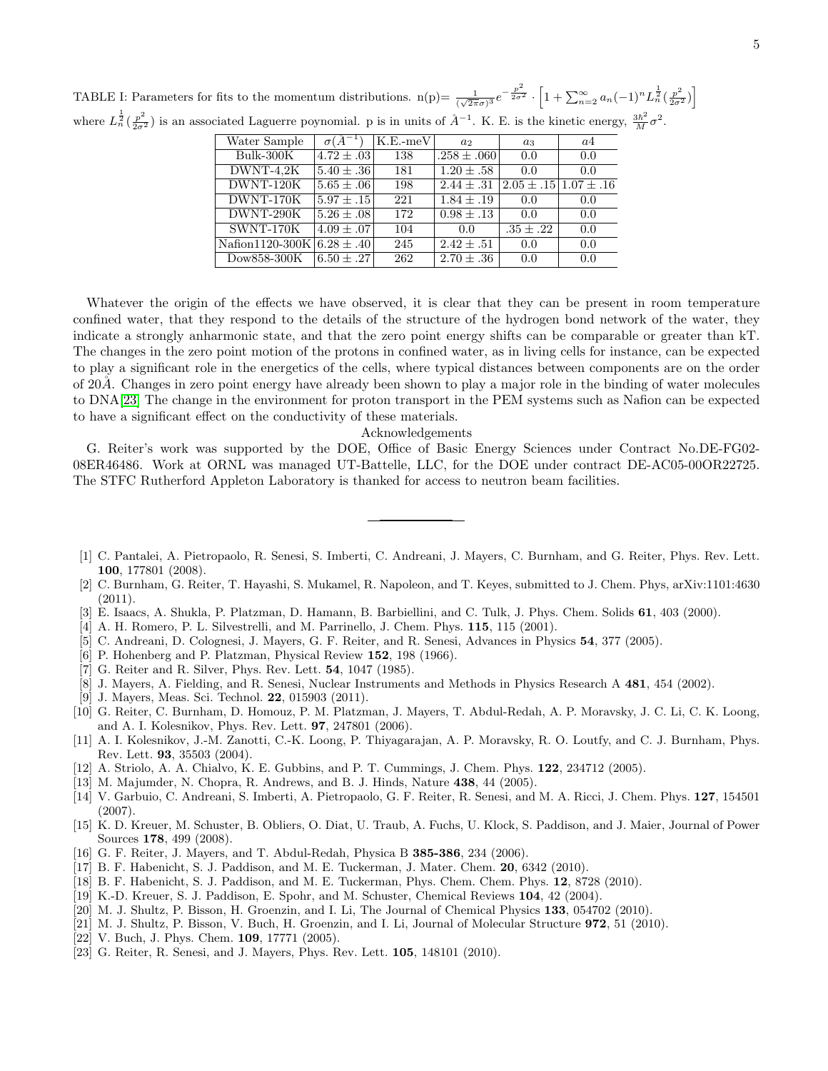TABLE I: Parameters for fits to the momentum distributions. $n(p) = \frac{1}{(\sqrt{2\pi}\sigma)^3} e^{-\frac{p^2}{2\sigma^2}} \cdot \left[1 + \sum_{n=2}^{\infty} a_n (-1)^n L_n^{\frac{1}{2}}(\frac{p^2}{2\sigma^2})\right]$ where $L_n^{\frac{1}{2}}(\frac{p^2}{2\sigma^2})$ is an associated Laguerre poynomial. p is in units of $\AA^{-1}$. K. E. is the kinetic energy, $\frac{3\hbar^2}{M}\sigma^2$.

| Water Sample | $\sigma(\AA^{-1})$ | K.E.-meV | $a_2$ | $a_3$ | $a4$ |
|---|---|---|---|---|---|
| Bulk-300K | $4.72 \pm .03$ | 138 | $.258 \pm .060$ | 0.0 | 0.0 |
| DWNT-4,2K | $5.40 \pm .36$ | 181 | $1.20 \pm .58$ | 0.0 | 0.0 |
| DWNT-120K | $5.65 \pm .06$ | 198 | $2.44 \pm .31$ | $2.05 \pm .15$ | $1.07 \pm .16$ |
| DWNT-170K | $5.97 \pm .15$ | 221 | $1.84 \pm .19$ | 0.0 | 0.0 |
| DWNT-290K | $5.26 \pm .08$ | 172 | $0.98 \pm .13$ | 0.0 | 0.0 |
| SWNT-170K | $4.09 \pm .07$ | 104 | 0.0 | $.35 \pm .22$ | 0.0 |
| Nafion1120-300K | $6.28 \pm .40$ | 245 | $2.42 \pm .51$ | 0.0 | 0.0 |
| Dow858-300K | $6.50 \pm .27$ | 262 | $2.70 \pm .36$ | 0.0 | 0.0 |

Whatever the origin of the effects we have observed, it is clear that they can be present in room temperature confined water, that they respond to the details of the structure of the hydrogen bond network of the water, they indicate a strongly anharmonic state, and that the zero point energy shifts can be comparable or greater than kT. The changes in the zero point motion of the protons in confined water, as in living cells for instance, can be expected to play a significant role in the energetics of the cells, where typical distances between components are on the order of 20Å. Changes in zero point energy have already been shown to play a major role in the binding of water molecules to DNA[23] The change in the environment for proton transport in the PEM systems such as Nafion can be expected to have a significant effect on the conductivity of these materials.

## Acknowledgements

G. Reiter's work was supported by the DOE, Office of Basic Energy Sciences under Contract No.DE-FG02-08ER46486. Work at ORNL was managed UT-Battelle, LLC, for the DOE under contract DE-AC05-00OR22725. The STFC Rutherford Appleton Laboratory is thanked for access to neutron beam facilities.

---

[1] C. Pantalei, A. Pietropaolo, R. Senesi, S. Imberti, C. Andreani, J. Mayers, C. Burnham, and G. Reiter, Phys. Rev. Lett. **100**, 177801 (2008).

[2] C. Burnham, G. Reiter, T. Hayashi, S. Mukamel, R. Napoleon, and T. Keyes, submitted to J. Chem. Phys, arXiv:1101:4630 (2011).

[3] E. Isaacs, A. Shukla, P. Platzman, D. Hamann, B. Barbiellini, and C. Tulk, J. Phys. Chem. Solids **61**, 403 (2000).

[4] A. H. Romero, P. L. Silvestrelli, and M. Parrinello, J. Chem. Phys. **115**, 115 (2001).

[5] C. Andreani, D. Colognesi, J. Mayers, G. F. Reiter, and R. Senesi, Advances in Physics **54**, 377 (2005).

[6] P. Hohenberg and P. Platzman, Physical Review **152**, 198 (1966).

[7] G. Reiter and R. Silver, Phys. Rev. Lett. **54**, 1047 (1985).

[8] J. Mayers, A. Fielding, and R. Senesi, Nuclear Instruments and Methods in Physics Research A **481**, 454 (2002).

[9] J. Mayers, Meas. Sci. Technol. **22**, 015903 (2011).

[10] G. Reiter, C. Burnham, D. Homouz, P. M. Platzman, J. Mayers, T. Abdul-Redah, A. P. Moravsky, J. C. Li, C. K. Loong, and A. I. Kolesnikov, Phys. Rev. Lett. **97**, 247801 (2006).

[11] A. I. Kolesnikov, J.-M. Zanotti, C.-K. Loong, P. Thiyagarajan, A. P. Moravsky, R. O. Loutfy, and C. J. Burnham, Phys. Rev. Lett. **93**, 35503 (2004).

[12] A. Striolo, A. A. Chialvo, K. E. Gubbins, and P. T. Cummings, J. Chem. Phys. **122**, 234712 (2005).

[13] M. Majumder, N. Chopra, R. Andrews, and B. J. Hinds, Nature **438**, 44 (2005).

[14] V. Garbuio, C. Andreani, S. Imberti, A. Pietropaolo, G. F. Reiter, R. Senesi, and M. A. Ricci, J. Chem. Phys. **127**, 154501 (2007).

[15] K. D. Kreuer, M. Schuster, B. Obliers, O. Diat, U. Traub, A. Fuchs, U. Klock, S. Paddison, and J. Maier, Journal of Power Sources **178**, 499 (2008).

[16] G. F. Reiter, J. Mayers, and T. Abdul-Redah, Physica B **385-386**, 234 (2006).

[17] B. F. Habenicht, S. J. Paddison, and M. E. Tuckerman, J. Mater. Chem. **20**, 6342 (2010).

[18] B. F. Habenicht, S. J. Paddison, and M. E. Tuckerman, Phys. Chem. Chem. Phys. **12**, 8728 (2010).

[19] K.-D. Kreuer, S. J. Paddison, E. Spohr, and M. Schuster, Chemical Reviews **104**, 42 (2004).

[20] M. J. Shultz, P. Bisson, H. Groenzin, and I. Li, The Journal of Chemical Physics **133**, 054702 (2010).

[21] M. J. Shultz, P. Bisson, V. Buch, H. Groenzin, and I. Li, Journal of Molecular Structure **972**, 51 (2010).

[22] V. Buch, J. Phys. Chem. **109**, 17771 (2005).

[23] G. Reiter, R. Senesi, and J. Mayers, Phys. Rev. Lett. **105**, 148101 (2010).